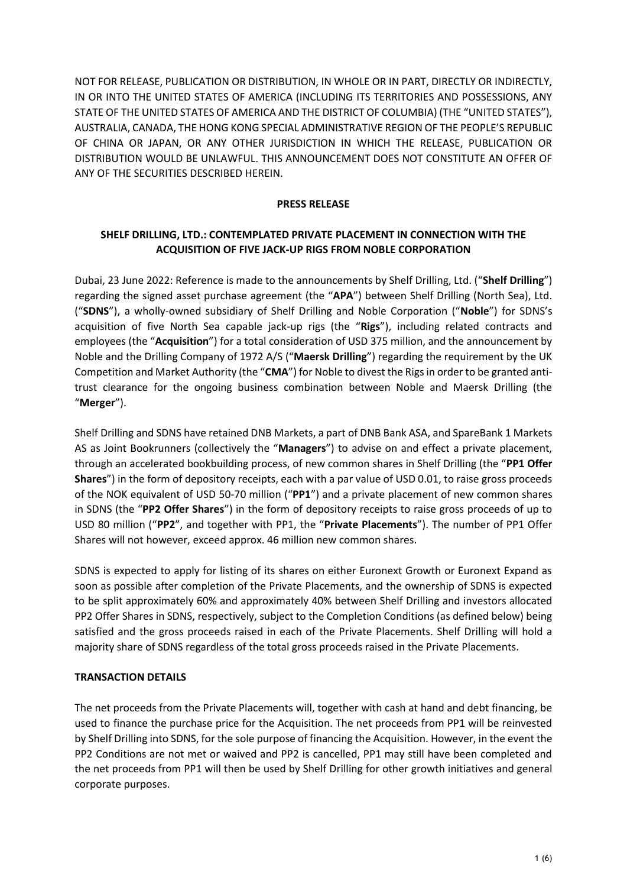NOT FOR RELEASE, PUBLICATION OR DISTRIBUTION, IN WHOLE OR IN PART, DIRECTLY OR INDIRECTLY, IN OR INTO THE UNITED STATES OF AMERICA (INCLUDING ITS TERRITORIES AND POSSESSIONS, ANY STATE OF THE UNITED STATES OF AMERICA AND THE DISTRICT OF COLUMBIA) (THE "UNITED STATES"), AUSTRALIA, CANADA, THE HONG KONG SPECIAL ADMINISTRATIVE REGION OF THE PEOPLE'S REPUBLIC OF CHINA OR JAPAN, OR ANY OTHER JURISDICTION IN WHICH THE RELEASE, PUBLICATION OR DISTRIBUTION WOULD BE UNLAWFUL. THIS ANNOUNCEMENT DOES NOT CONSTITUTE AN OFFER OF ANY OF THE SECURITIES DESCRIBED HEREIN.

**PRESS RELEASE**

## SHELF DRILLING, LTD.: CONTEMPLATED PRIVATE PLACEMENT IN CONNECTION WITH THE ACQUISITION OF FIVE JACK-UP RIGS FROM NOBLE CORPORATION

Dubai, 23 June 2022: Reference is made to the announcements by Shelf Drilling, Ltd. ("**Shelf Drilling**") regarding the signed asset purchase agreement (the "**APA**") between Shelf Drilling (North Sea), Ltd. ("**SDNS**"), a wholly-owned subsidiary of Shelf Drilling and Noble Corporation ("**Noble**") for SDNS's acquisition of five North Sea capable jack-up rigs (the "**Rigs**"), including related contracts and employees (the "**Acquisition**") for a total consideration of USD 375 million, and the announcement by Noble and the Drilling Company of 1972 A/S ("**Maersk Drilling**") regarding the requirement by the UK Competition and Market Authority (the "**CMA**") for Noble to divest the Rigs in order to be granted anti-trust clearance for the ongoing business combination between Noble and Maersk Drilling (the "**Merger**").

Shelf Drilling and SDNS have retained DNB Markets, a part of DNB Bank ASA, and SpareBank 1 Markets AS as Joint Bookrunners (collectively the "**Managers**") to advise on and effect a private placement, through an accelerated bookbuilding process, of new common shares in Shelf Drilling (the "**PP1 Offer Shares**") in the form of depository receipts, each with a par value of USD 0.01, to raise gross proceeds of the NOK equivalent of USD 50-70 million ("**PP1**") and a private placement of new common shares in SDNS (the "**PP2 Offer Shares**") in the form of depository receipts to raise gross proceeds of up to USD 80 million ("**PP2**", and together with PP1, the "**Private Placements**"). The number of PP1 Offer Shares will not however, exceed approx. 46 million new common shares.

SDNS is expected to apply for listing of its shares on either Euronext Growth or Euronext Expand as soon as possible after completion of the Private Placements, and the ownership of SDNS is expected to be split approximately 60% and approximately 40% between Shelf Drilling and investors allocated PP2 Offer Shares in SDNS, respectively, subject to the Completion Conditions (as defined below) being satisfied and the gross proceeds raised in each of the Private Placements. Shelf Drilling will hold a majority share of SDNS regardless of the total gross proceeds raised in the Private Placements.

### TRANSACTION DETAILS

The net proceeds from the Private Placements will, together with cash at hand and debt financing, be used to finance the purchase price for the Acquisition. The net proceeds from PP1 will be reinvested by Shelf Drilling into SDNS, for the sole purpose of financing the Acquisition. However, in the event the PP2 Conditions are not met or waived and PP2 is cancelled, PP1 may still have been completed and the net proceeds from PP1 will then be used by Shelf Drilling for other growth initiatives and general corporate purposes.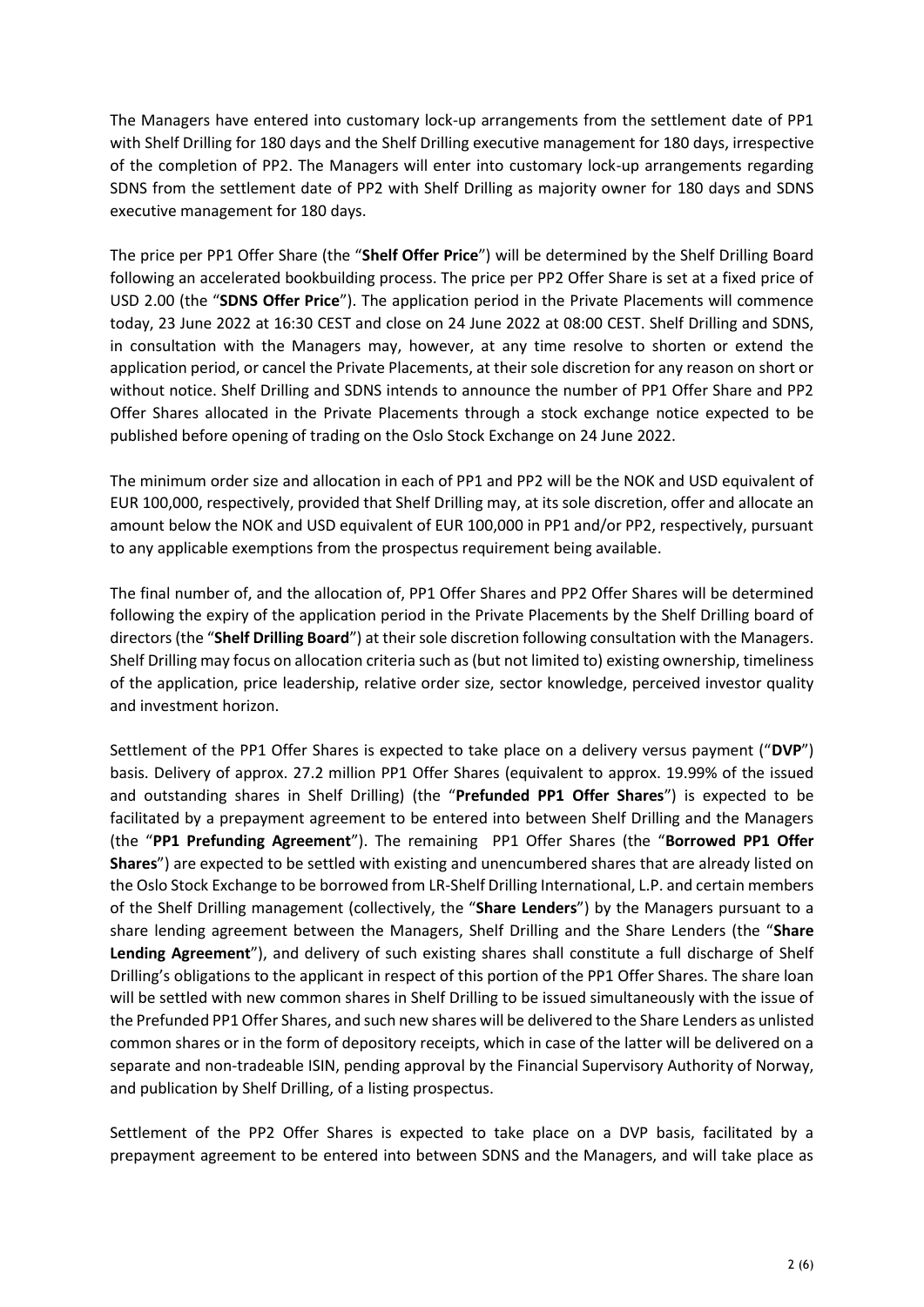The Managers have entered into customary lock-up arrangements from the settlement date of PP1 with Shelf Drilling for 180 days and the Shelf Drilling executive management for 180 days, irrespective of the completion of PP2. The Managers will enter into customary lock-up arrangements regarding SDNS from the settlement date of PP2 with Shelf Drilling as majority owner for 180 days and SDNS executive management for 180 days.

The price per PP1 Offer Share (the "**Shelf Offer Price**") will be determined by the Shelf Drilling Board following an accelerated bookbuilding process. The price per PP2 Offer Share is set at a fixed price of USD 2.00 (the "**SDNS Offer Price**"). The application period in the Private Placements will commence today, 23 June 2022 at 16:30 CEST and close on 24 June 2022 at 08:00 CEST. Shelf Drilling and SDNS, in consultation with the Managers may, however, at any time resolve to shorten or extend the application period, or cancel the Private Placements, at their sole discretion for any reason on short or without notice. Shelf Drilling and SDNS intends to announce the number of PP1 Offer Share and PP2 Offer Shares allocated in the Private Placements through a stock exchange notice expected to be published before opening of trading on the Oslo Stock Exchange on 24 June 2022.

The minimum order size and allocation in each of PP1 and PP2 will be the NOK and USD equivalent of EUR 100,000, respectively, provided that Shelf Drilling may, at its sole discretion, offer and allocate an amount below the NOK and USD equivalent of EUR 100,000 in PP1 and/or PP2, respectively, pursuant to any applicable exemptions from the prospectus requirement being available.

The final number of, and the allocation of, PP1 Offer Shares and PP2 Offer Shares will be determined following the expiry of the application period in the Private Placements by the Shelf Drilling board of directors (the "**Shelf Drilling Board**") at their sole discretion following consultation with the Managers. Shelf Drilling may focus on allocation criteria such as (but not limited to) existing ownership, timeliness of the application, price leadership, relative order size, sector knowledge, perceived investor quality and investment horizon.

Settlement of the PP1 Offer Shares is expected to take place on a delivery versus payment ("**DVP**") basis. Delivery of approx. 27.2 million PP1 Offer Shares (equivalent to approx. 19.99% of the issued and outstanding shares in Shelf Drilling) (the "**Prefunded PP1 Offer Shares**") is expected to be facilitated by a prepayment agreement to be entered into between Shelf Drilling and the Managers (the "**PP1 Prefunding Agreement**"). The remaining PP1 Offer Shares (the "**Borrowed PP1 Offer Shares**") are expected to be settled with existing and unencumbered shares that are already listed on the Oslo Stock Exchange to be borrowed from LR-Shelf Drilling International, L.P. and certain members of the Shelf Drilling management (collectively, the "**Share Lenders**") by the Managers pursuant to a share lending agreement between the Managers, Shelf Drilling and the Share Lenders (the "**Share Lending Agreement**"), and delivery of such existing shares shall constitute a full discharge of Shelf Drilling's obligations to the applicant in respect of this portion of the PP1 Offer Shares. The share loan will be settled with new common shares in Shelf Drilling to be issued simultaneously with the issue of the Prefunded PP1 Offer Shares, and such new shares will be delivered to the Share Lenders as unlisted common shares or in the form of depository receipts, which in case of the latter will be delivered on a separate and non-tradeable ISIN, pending approval by the Financial Supervisory Authority of Norway, and publication by Shelf Drilling, of a listing prospectus.

Settlement of the PP2 Offer Shares is expected to take place on a DVP basis, facilitated by a prepayment agreement to be entered into between SDNS and the Managers, and will take place as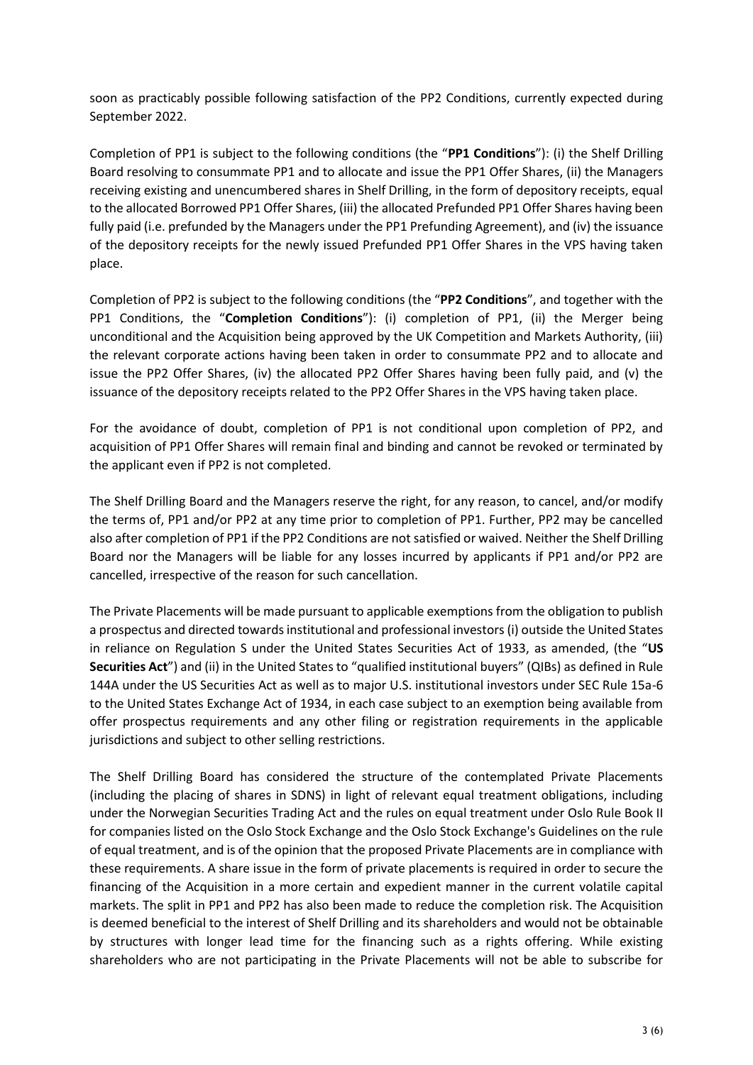soon as practicably possible following satisfaction of the PP2 Conditions, currently expected during September 2022.

Completion of PP1 is subject to the following conditions (the "**PP1 Conditions**"): (i) the Shelf Drilling Board resolving to consummate PP1 and to allocate and issue the PP1 Offer Shares, (ii) the Managers receiving existing and unencumbered shares in Shelf Drilling, in the form of depository receipts, equal to the allocated Borrowed PP1 Offer Shares, (iii) the allocated Prefunded PP1 Offer Shares having been fully paid (i.e. prefunded by the Managers under the PP1 Prefunding Agreement), and (iv) the issuance of the depository receipts for the newly issued Prefunded PP1 Offer Shares in the VPS having taken place.

Completion of PP2 is subject to the following conditions (the "**PP2 Conditions**", and together with the PP1 Conditions, the "**Completion Conditions**"): (i) completion of PP1, (ii) the Merger being unconditional and the Acquisition being approved by the UK Competition and Markets Authority, (iii) the relevant corporate actions having been taken in order to consummate PP2 and to allocate and issue the PP2 Offer Shares, (iv) the allocated PP2 Offer Shares having been fully paid, and (v) the issuance of the depository receipts related to the PP2 Offer Shares in the VPS having taken place.

For the avoidance of doubt, completion of PP1 is not conditional upon completion of PP2, and acquisition of PP1 Offer Shares will remain final and binding and cannot be revoked or terminated by the applicant even if PP2 is not completed.

The Shelf Drilling Board and the Managers reserve the right, for any reason, to cancel, and/or modify the terms of, PP1 and/or PP2 at any time prior to completion of PP1. Further, PP2 may be cancelled also after completion of PP1 if the PP2 Conditions are not satisfied or waived. Neither the Shelf Drilling Board nor the Managers will be liable for any losses incurred by applicants if PP1 and/or PP2 are cancelled, irrespective of the reason for such cancellation.

The Private Placements will be made pursuant to applicable exemptions from the obligation to publish a prospectus and directed towards institutional and professional investors (i) outside the United States in reliance on Regulation S under the United States Securities Act of 1933, as amended, (the "**US Securities Act**") and (ii) in the United States to "qualified institutional buyers" (QIBs) as defined in Rule 144A under the US Securities Act as well as to major U.S. institutional investors under SEC Rule 15a-6 to the United States Exchange Act of 1934, in each case subject to an exemption being available from offer prospectus requirements and any other filing or registration requirements in the applicable jurisdictions and subject to other selling restrictions.

The Shelf Drilling Board has considered the structure of the contemplated Private Placements (including the placing of shares in SDNS) in light of relevant equal treatment obligations, including under the Norwegian Securities Trading Act and the rules on equal treatment under Oslo Rule Book II for companies listed on the Oslo Stock Exchange and the Oslo Stock Exchange's Guidelines on the rule of equal treatment, and is of the opinion that the proposed Private Placements are in compliance with these requirements. A share issue in the form of private placements is required in order to secure the financing of the Acquisition in a more certain and expedient manner in the current volatile capital markets. The split in PP1 and PP2 has also been made to reduce the completion risk. The Acquisition is deemed beneficial to the interest of Shelf Drilling and its shareholders and would not be obtainable by structures with longer lead time for the financing such as a rights offering. While existing shareholders who are not participating in the Private Placements will not be able to subscribe for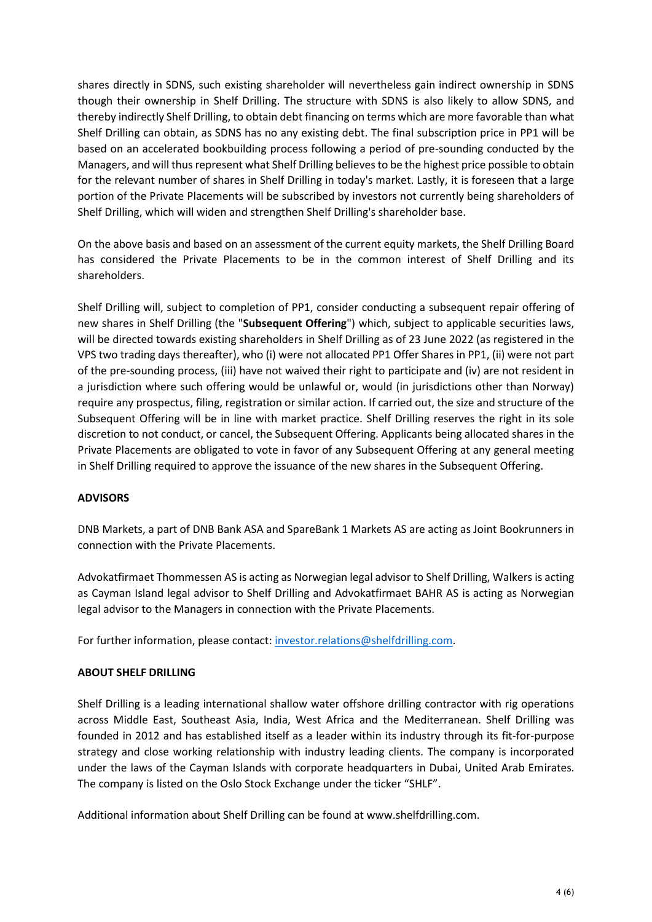shares directly in SDNS, such existing shareholder will nevertheless gain indirect ownership in SDNS though their ownership in Shelf Drilling. The structure with SDNS is also likely to allow SDNS, and thereby indirectly Shelf Drilling, to obtain debt financing on terms which are more favorable than what Shelf Drilling can obtain, as SDNS has no any existing debt. The final subscription price in PP1 will be based on an accelerated bookbuilding process following a period of pre-sounding conducted by the Managers, and will thus represent what Shelf Drilling believes to be the highest price possible to obtain for the relevant number of shares in Shelf Drilling in today's market. Lastly, it is foreseen that a large portion of the Private Placements will be subscribed by investors not currently being shareholders of Shelf Drilling, which will widen and strengthen Shelf Drilling's shareholder base.

On the above basis and based on an assessment of the current equity markets, the Shelf Drilling Board has considered the Private Placements to be in the common interest of Shelf Drilling and its shareholders.

Shelf Drilling will, subject to completion of PP1, consider conducting a subsequent repair offering of new shares in Shelf Drilling (the "**Subsequent Offering**") which, subject to applicable securities laws, will be directed towards existing shareholders in Shelf Drilling as of 23 June 2022 (as registered in the VPS two trading days thereafter), who (i) were not allocated PP1 Offer Shares in PP1, (ii) were not part of the pre-sounding process, (iii) have not waived their right to participate and (iv) are not resident in a jurisdiction where such offering would be unlawful or, would (in jurisdictions other than Norway) require any prospectus, filing, registration or similar action. If carried out, the size and structure of the Subsequent Offering will be in line with market practice. Shelf Drilling reserves the right in its sole discretion to not conduct, or cancel, the Subsequent Offering. Applicants being allocated shares in the Private Placements are obligated to vote in favor of any Subsequent Offering at any general meeting in Shelf Drilling required to approve the issuance of the new shares in the Subsequent Offering.

**ADVISORS**

DNB Markets, a part of DNB Bank ASA and SpareBank 1 Markets AS are acting as Joint Bookrunners in connection with the Private Placements.

Advokatfirmaet Thommessen AS is acting as Norwegian legal advisor to Shelf Drilling, Walkers is acting as Cayman Island legal advisor to Shelf Drilling and Advokatfirmaet BAHR AS is acting as Norwegian legal advisor to the Managers in connection with the Private Placements.

For further information, please contact: investor.relations@shelfdrilling.com.

**ABOUT SHELF DRILLING**

Shelf Drilling is a leading international shallow water offshore drilling contractor with rig operations across Middle East, Southeast Asia, India, West Africa and the Mediterranean. Shelf Drilling was founded in 2012 and has established itself as a leader within its industry through its fit-for-purpose strategy and close working relationship with industry leading clients. The company is incorporated under the laws of the Cayman Islands with corporate headquarters in Dubai, United Arab Emirates. The company is listed on the Oslo Stock Exchange under the ticker "SHLF".

Additional information about Shelf Drilling can be found at www.shelfdrilling.com.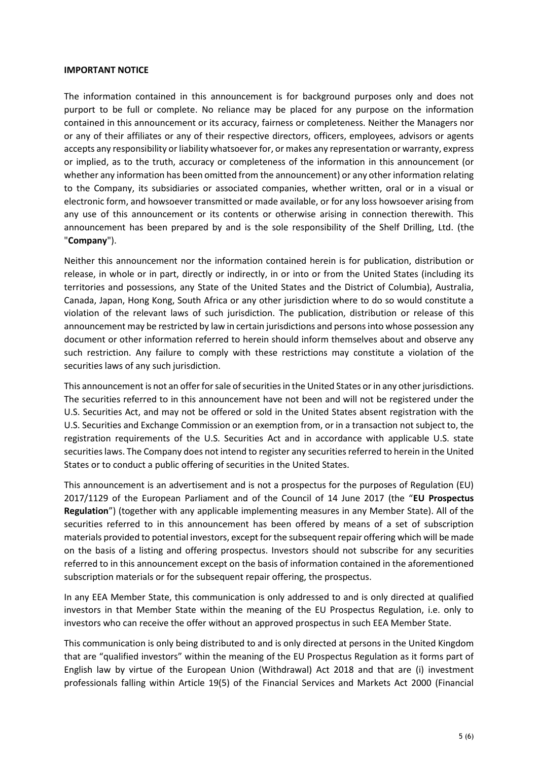**IMPORTANT NOTICE**

The information contained in this announcement is for background purposes only and does not purport to be full or complete. No reliance may be placed for any purpose on the information contained in this announcement or its accuracy, fairness or completeness. Neither the Managers nor or any of their affiliates or any of their respective directors, officers, employees, advisors or agents accepts any responsibility or liability whatsoever for, or makes any representation or warranty, express or implied, as to the truth, accuracy or completeness of the information in this announcement (or whether any information has been omitted from the announcement) or any other information relating to the Company, its subsidiaries or associated companies, whether written, oral or in a visual or electronic form, and howsoever transmitted or made available, or for any loss howsoever arising from any use of this announcement or its contents or otherwise arising in connection therewith. This announcement has been prepared by and is the sole responsibility of the Shelf Drilling, Ltd. (the "**Company**").

Neither this announcement nor the information contained herein is for publication, distribution or release, in whole or in part, directly or indirectly, in or into or from the United States (including its territories and possessions, any State of the United States and the District of Columbia), Australia, Canada, Japan, Hong Kong, South Africa or any other jurisdiction where to do so would constitute a violation of the relevant laws of such jurisdiction. The publication, distribution or release of this announcement may be restricted by law in certain jurisdictions and persons into whose possession any document or other information referred to herein should inform themselves about and observe any such restriction. Any failure to comply with these restrictions may constitute a violation of the securities laws of any such jurisdiction.

This announcement is not an offer for sale of securities in the United States or in any other jurisdictions. The securities referred to in this announcement have not been and will not be registered under the U.S. Securities Act, and may not be offered or sold in the United States absent registration with the U.S. Securities and Exchange Commission or an exemption from, or in a transaction not subject to, the registration requirements of the U.S. Securities Act and in accordance with applicable U.S. state securities laws. The Company does not intend to register any securities referred to herein in the United States or to conduct a public offering of securities in the United States.

This announcement is an advertisement and is not a prospectus for the purposes of Regulation (EU) 2017/1129 of the European Parliament and of the Council of 14 June 2017 (the "**EU Prospectus Regulation**") (together with any applicable implementing measures in any Member State). All of the securities referred to in this announcement has been offered by means of a set of subscription materials provided to potential investors, except for the subsequent repair offering which will be made on the basis of a listing and offering prospectus. Investors should not subscribe for any securities referred to in this announcement except on the basis of information contained in the aforementioned subscription materials or for the subsequent repair offering, the prospectus.

In any EEA Member State, this communication is only addressed to and is only directed at qualified investors in that Member State within the meaning of the EU Prospectus Regulation, i.e. only to investors who can receive the offer without an approved prospectus in such EEA Member State.

This communication is only being distributed to and is only directed at persons in the United Kingdom that are "qualified investors" within the meaning of the EU Prospectus Regulation as it forms part of English law by virtue of the European Union (Withdrawal) Act 2018 and that are (i) investment professionals falling within Article 19(5) of the Financial Services and Markets Act 2000 (Financial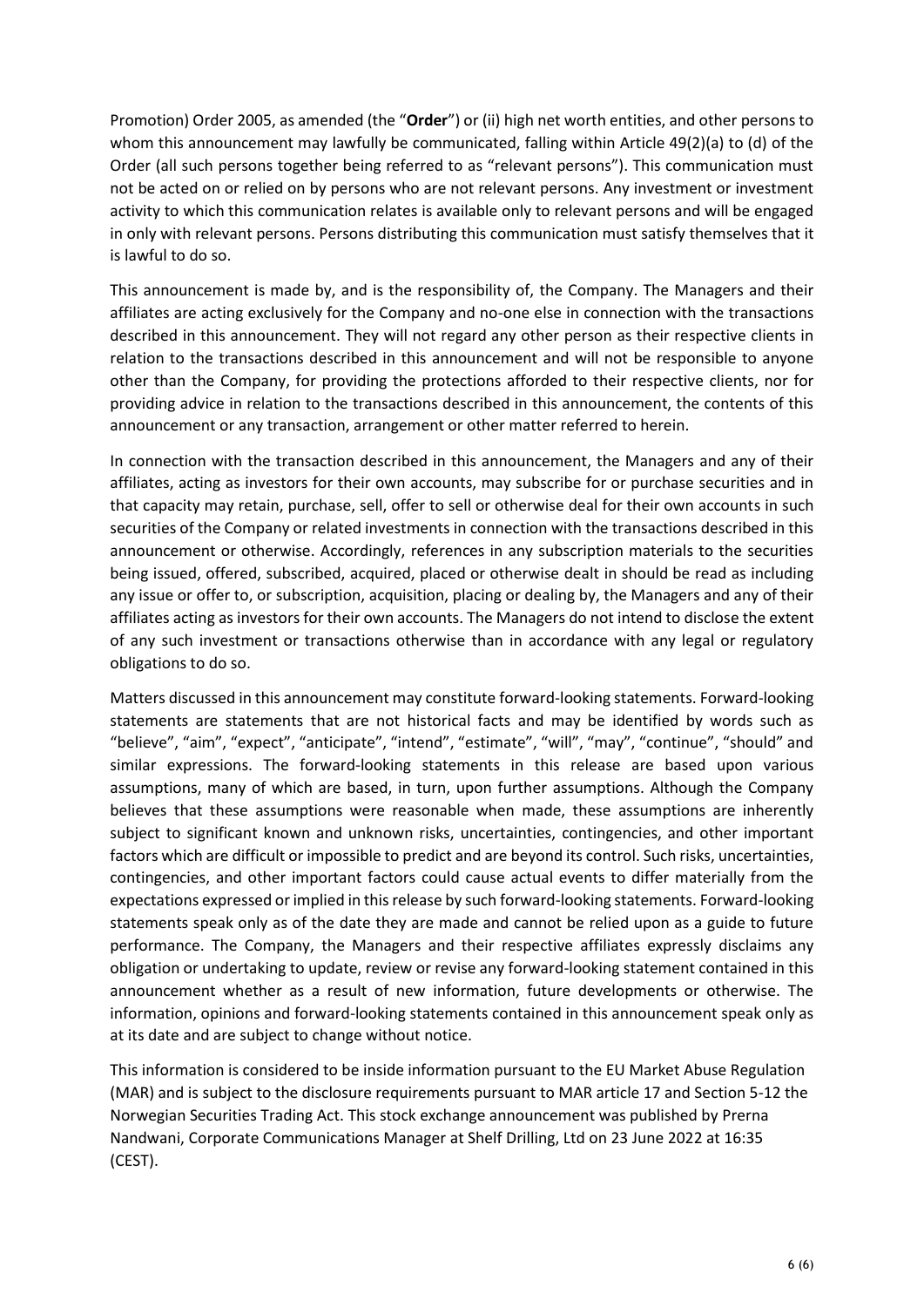Promotion) Order 2005, as amended (the "**Order**") or (ii) high net worth entities, and other persons to whom this announcement may lawfully be communicated, falling within Article 49(2)(a) to (d) of the Order (all such persons together being referred to as "relevant persons"). This communication must not be acted on or relied on by persons who are not relevant persons. Any investment or investment activity to which this communication relates is available only to relevant persons and will be engaged in only with relevant persons. Persons distributing this communication must satisfy themselves that it is lawful to do so.

This announcement is made by, and is the responsibility of, the Company. The Managers and their affiliates are acting exclusively for the Company and no-one else in connection with the transactions described in this announcement. They will not regard any other person as their respective clients in relation to the transactions described in this announcement and will not be responsible to anyone other than the Company, for providing the protections afforded to their respective clients, nor for providing advice in relation to the transactions described in this announcement, the contents of this announcement or any transaction, arrangement or other matter referred to herein.

In connection with the transaction described in this announcement, the Managers and any of their affiliates, acting as investors for their own accounts, may subscribe for or purchase securities and in that capacity may retain, purchase, sell, offer to sell or otherwise deal for their own accounts in such securities of the Company or related investments in connection with the transactions described in this announcement or otherwise. Accordingly, references in any subscription materials to the securities being issued, offered, subscribed, acquired, placed or otherwise dealt in should be read as including any issue or offer to, or subscription, acquisition, placing or dealing by, the Managers and any of their affiliates acting as investors for their own accounts. The Managers do not intend to disclose the extent of any such investment or transactions otherwise than in accordance with any legal or regulatory obligations to do so.

Matters discussed in this announcement may constitute forward-looking statements. Forward-looking statements are statements that are not historical facts and may be identified by words such as "believe", "aim", "expect", "anticipate", "intend", "estimate", "will", "may", "continue", "should" and similar expressions. The forward-looking statements in this release are based upon various assumptions, many of which are based, in turn, upon further assumptions. Although the Company believes that these assumptions were reasonable when made, these assumptions are inherently subject to significant known and unknown risks, uncertainties, contingencies, and other important factors which are difficult or impossible to predict and are beyond its control. Such risks, uncertainties, contingencies, and other important factors could cause actual events to differ materially from the expectations expressed or implied in this release by such forward-looking statements. Forward-looking statements speak only as of the date they are made and cannot be relied upon as a guide to future performance. The Company, the Managers and their respective affiliates expressly disclaims any obligation or undertaking to update, review or revise any forward-looking statement contained in this announcement whether as a result of new information, future developments or otherwise. The information, opinions and forward-looking statements contained in this announcement speak only as at its date and are subject to change without notice.

This information is considered to be inside information pursuant to the EU Market Abuse Regulation (MAR) and is subject to the disclosure requirements pursuant to MAR article 17 and Section 5-12 the Norwegian Securities Trading Act. This stock exchange announcement was published by Prerna Nandwani, Corporate Communications Manager at Shelf Drilling, Ltd on 23 June 2022 at 16:35 (CEST).